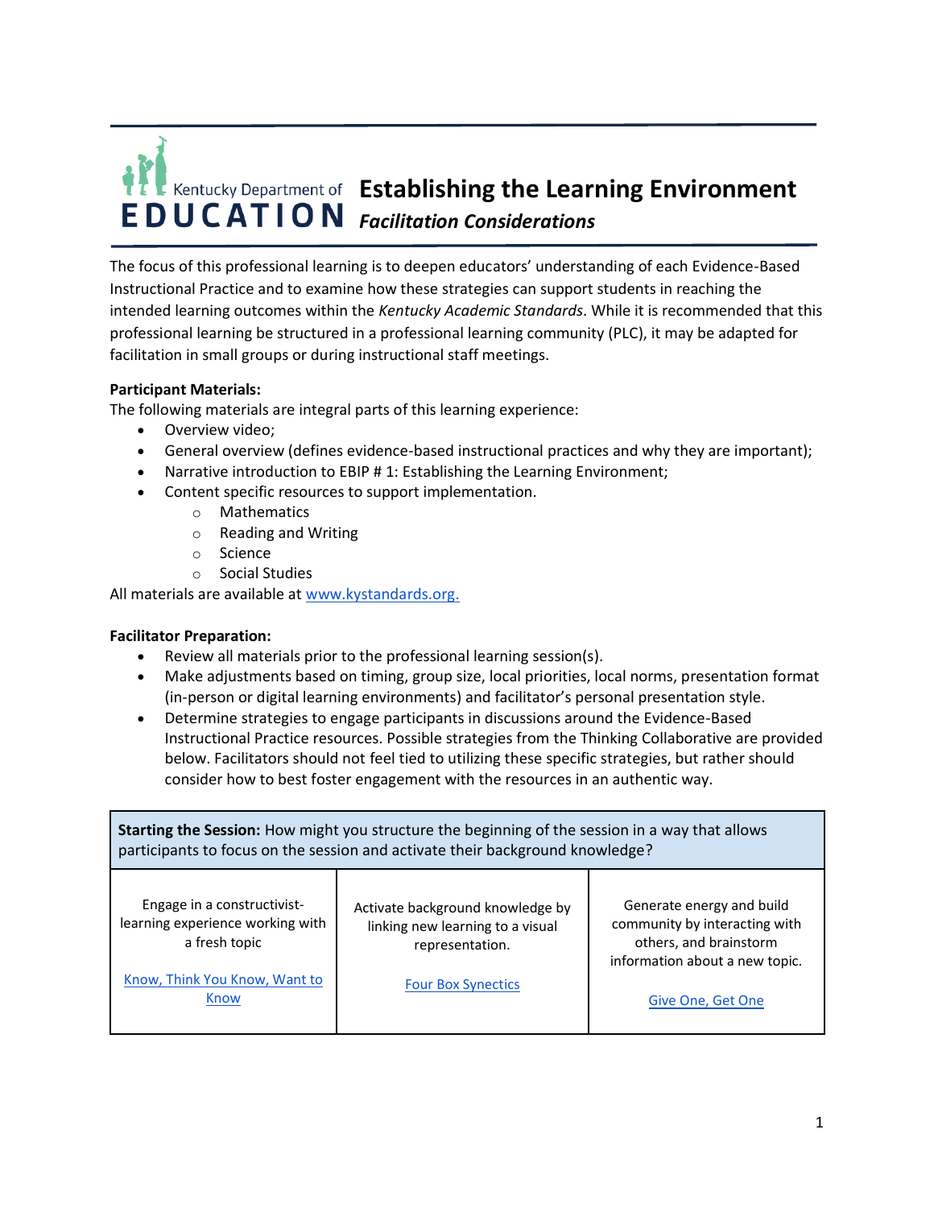Kentucky Department of EDUCATION

# Establishing the Learning Environment

## *Facilitation Considerations*

The focus of this professional learning is to deepen educators' understanding of each Evidence-Based Instructional Practice and to examine how these strategies can support students in reaching the intended learning outcomes within the *Kentucky Academic Standards*. While it is recommended that this professional learning be structured in a professional learning community (PLC), it may be adapted for facilitation in small groups or during instructional staff meetings.

**Participant Materials:**
The following materials are integral parts of this learning experience:

- Overview video;
- General overview (defines evidence-based instructional practices and why they are important);
- Narrative introduction to EBIP # 1: Establishing the Learning Environment;
- Content specific resources to support implementation.
  - Mathematics
  - Reading and Writing
  - Science
  - Social Studies

All materials are available at [www.kystandards.org.](www.kystandards.org)

**Facilitator Preparation:**

- Review all materials prior to the professional learning session(s).
- Make adjustments based on timing, group size, local priorities, local norms, presentation format (in-person or digital learning environments) and facilitator's personal presentation style.
- Determine strategies to engage participants in discussions around the Evidence-Based Instructional Practice resources. Possible strategies from the Thinking Collaborative are provided below. Facilitators should not feel tied to utilizing these specific strategies, but rather should consider how to best foster engagement with the resources in an authentic way.

| **Starting the Session:** How might you structure the beginning of the session in a way that allows participants to focus on the session and activate their background knowledge? | | |
|---|---|---|
| Engage in a constructivist-learning experience working with a fresh topic<br><br>Know, Think You Know, Want to Know | Activate background knowledge by linking new learning to a visual representation.<br><br>Four Box Synectics | Generate energy and build community by interacting with others, and brainstorm information about a new topic.<br><br>Give One, Get One |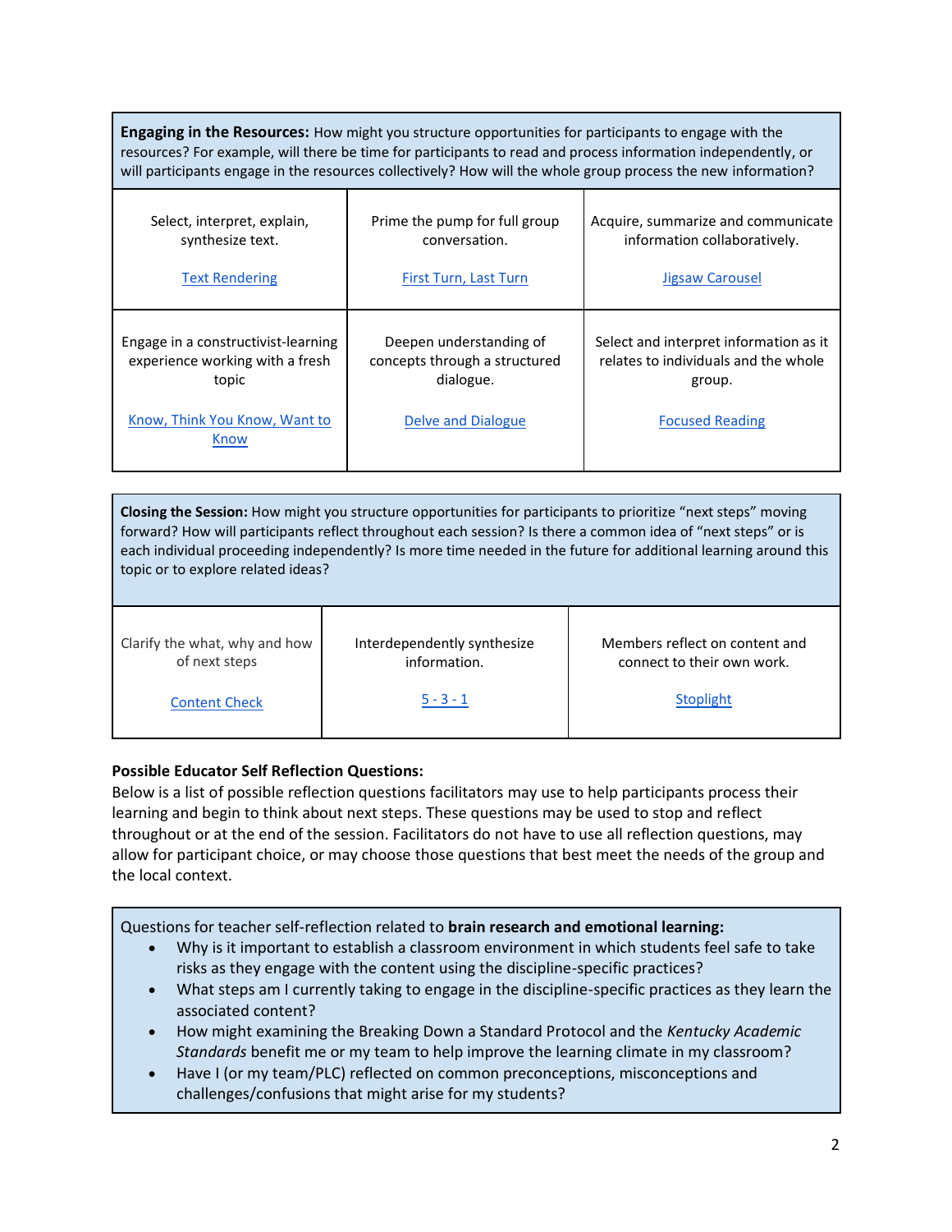| **Engaging in the Resources:** How might you structure opportunities for participants to engage with the resources? For example, will there be time for participants to read and process information independently, or will participants engage in the resources collectively? How will the whole group process the new information? | | |
|---|---|---|
| Select, interpret, explain, synthesize text.<br><br>Text Rendering | Prime the pump for full group conversation.<br><br>First Turn, Last Turn | Acquire, summarize and communicate information collaboratively.<br><br>Jigsaw Carousel |
| Engage in a constructivist-learning experience working with a fresh topic<br><br>Know, Think You Know, Want to Know | Deepen understanding of concepts through a structured dialogue.<br><br>Delve and Dialogue | Select and interpret information as it relates to individuals and the whole group.<br><br>Focused Reading |

| **Closing the Session:** How might you structure opportunities for participants to prioritize "next steps" moving forward? How will participants reflect throughout each session? Is there a common idea of "next steps" or is each individual proceeding independently? Is more time needed in the future for additional learning around this topic or to explore related ideas? | | |
|---|---|---|
| Clarify the what, why and how of next steps<br><br>Content Check | Interdependently synthesize information.<br><br>5 - 3 - 1 | Members reflect on content and connect to their own work.<br><br>Stoplight |

**Possible Educator Self Reflection Questions:**

Below is a list of possible reflection questions facilitators may use to help participants process their learning and begin to think about next steps. These questions may be used to stop and reflect throughout or at the end of the session. Facilitators do not have to use all reflection questions, may allow for participant choice, or may choose those questions that best meet the needs of the group and the local context.

Questions for teacher self-reflection related to **brain research and emotional learning:**

- Why is it important to establish a classroom environment in which students feel safe to take risks as they engage with the content using the discipline-specific practices?
- What steps am I currently taking to engage in the discipline-specific practices as they learn the associated content?
- How might examining the Breaking Down a Standard Protocol and the *Kentucky Academic Standards* benefit me or my team to help improve the learning climate in my classroom?
- Have I (or my team/PLC) reflected on common preconceptions, misconceptions and challenges/confusions that might arise for my students?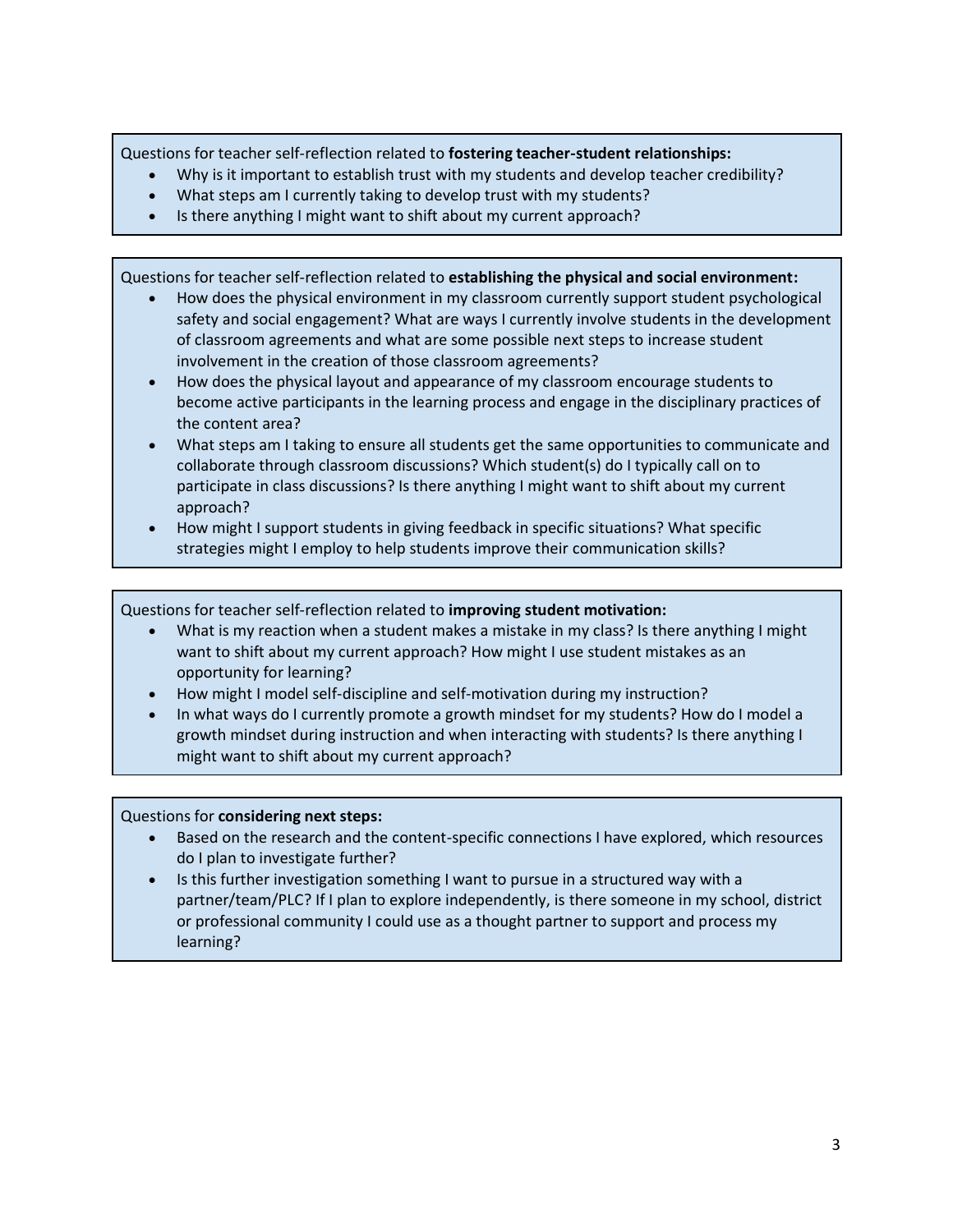Questions for teacher self-reflection related to **fostering teacher-student relationships:**

- Why is it important to establish trust with my students and develop teacher credibility?
- What steps am I currently taking to develop trust with my students?
- Is there anything I might want to shift about my current approach?

Questions for teacher self-reflection related to **establishing the physical and social environment:**

- How does the physical environment in my classroom currently support student psychological safety and social engagement? What are ways I currently involve students in the development of classroom agreements and what are some possible next steps to increase student involvement in the creation of those classroom agreements?
- How does the physical layout and appearance of my classroom encourage students to become active participants in the learning process and engage in the disciplinary practices of the content area?
- What steps am I taking to ensure all students get the same opportunities to communicate and collaborate through classroom discussions? Which student(s) do I typically call on to participate in class discussions? Is there anything I might want to shift about my current approach?
- How might I support students in giving feedback in specific situations? What specific strategies might I employ to help students improve their communication skills?

Questions for teacher self-reflection related to **improving student motivation:**

- What is my reaction when a student makes a mistake in my class? Is there anything I might want to shift about my current approach? How might I use student mistakes as an opportunity for learning?
- How might I model self-discipline and self-motivation during my instruction?
- In what ways do I currently promote a growth mindset for my students? How do I model a growth mindset during instruction and when interacting with students? Is there anything I might want to shift about my current approach?

Questions for **considering next steps:**

- Based on the research and the content-specific connections I have explored, which resources do I plan to investigate further?
- Is this further investigation something I want to pursue in a structured way with a partner/team/PLC? If I plan to explore independently, is there someone in my school, district or professional community I could use as a thought partner to support and process my learning?